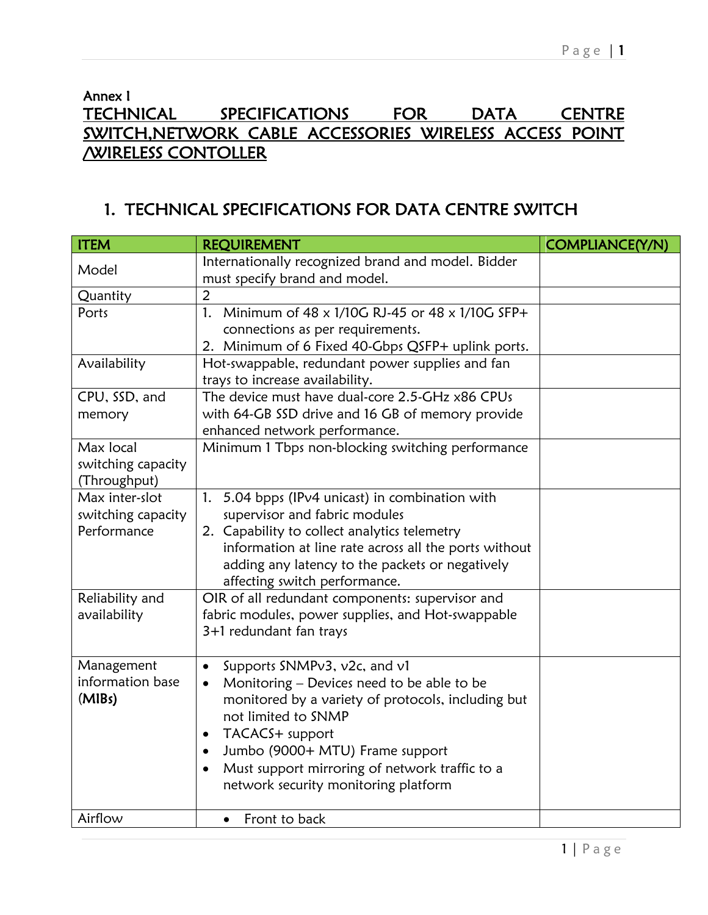Annex I

# TECHNICAL SPECIFICATIONS FOR DATA CENTRE SWITCH,NETWORK CABLE ACCESSORIES WIRELESS ACCESS POINT /WIRELESS CONTOLLER

## 1. TECHNICAL SPECIFICATIONS FOR DATA CENTRE SWITCH

| ITEM | REQUIREMENT | COMPLIANCE(Y/N) |
|---|---|---|
| Model | Internationally recognized brand and model. Bidder must specify brand and model. | |
| Quantity | 2 | |
| Ports | 1. Minimum of 48 x 1/10G RJ-45 or 48 x 1/10G SFP+ connections as per requirements.<br>2. Minimum of 6 Fixed 40-Gbps QSFP+ uplink ports. | |
| Availability | Hot-swappable, redundant power supplies and fan trays to increase availability. | |
| CPU, SSD, and memory | The device must have dual-core 2.5-GHz x86 CPUs with 64-GB SSD drive and 16 GB of memory provide enhanced network performance. | |
| Max local switching capacity (Throughput) | Minimum 1 Tbps non-blocking switching performance | |
| Max inter-slot switching capacity Performance | 1. 5.04 bpps (IPv4 unicast) in combination with supervisor and fabric modules<br>2. Capability to collect analytics telemetry information at line rate across all the ports without adding any latency to the packets or negatively affecting switch performance. | |
| Reliability and availability | OIR of all redundant components: supervisor and fabric modules, power supplies, and Hot-swappable 3+1 redundant fan trays | |
| Management information base (**MIBs**) | • Supports SNMPv3, v2c, and v1<br>• Monitoring – Devices need to be able to be monitored by a variety of protocols, including but not limited to SNMP<br>• TACACS+ support<br>• Jumbo (9000+ MTU) Frame support<br>• Must support mirroring of network traffic to a network security monitoring platform | |
| Airflow | • Front to back | |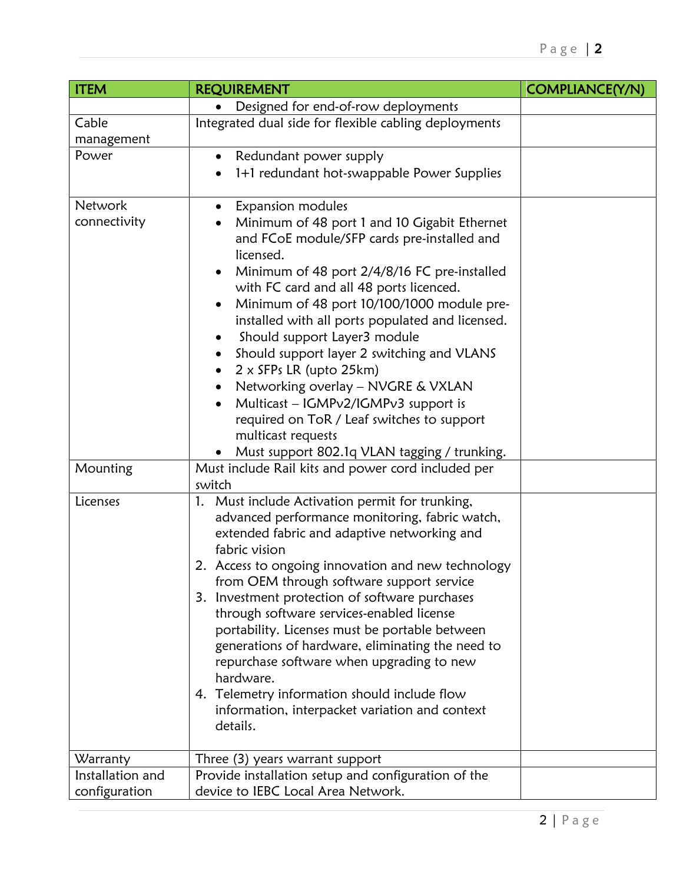| ITEM | REQUIREMENT | COMPLIANCE(Y/N) |
|---|---|---|
| | • Designed for end-of-row deployments | |
| Cable management | Integrated dual side for flexible cabling deployments | |
| Power | • Redundant power supply<br>• 1+1 redundant hot-swappable Power Supplies | |
| Network connectivity | • Expansion modules<br>• Minimum of 48 port 1 and 10 Gigabit Ethernet and FCoE module/SFP cards pre-installed and licensed.<br>• Minimum of 48 port 2/4/8/16 FC pre-installed with FC card and all 48 ports licenced.<br>• Minimum of 48 port 10/100/1000 module pre-installed with all ports populated and licensed.<br>• Should support Layer3 module<br>• Should support layer 2 switching and VLANS<br>• 2 x SFPs LR (upto 25km)<br>• Networking overlay – NVGRE & VXLAN<br>• Multicast – IGMPv2/IGMPv3 support is required on ToR / Leaf switches to support multicast requests<br>• Must support 802.1q VLAN tagging / trunking. | |
| Mounting | Must include Rail kits and power cord included per switch | |
| Licenses | 1. Must include Activation permit for trunking, advanced performance monitoring, fabric watch, extended fabric and adaptive networking and fabric vision<br>2. Access to ongoing innovation and new technology from OEM through software support service<br>3. Investment protection of software purchases through software services-enabled license portability. Licenses must be portable between generations of hardware, eliminating the need to repurchase software when upgrading to new hardware.<br>4. Telemetry information should include flow information, interpacket variation and context details. | |
| Warranty | Three (3) years warrant support | |
| Installation and configuration | Provide installation setup and configuration of the device to IEBC Local Area Network. | |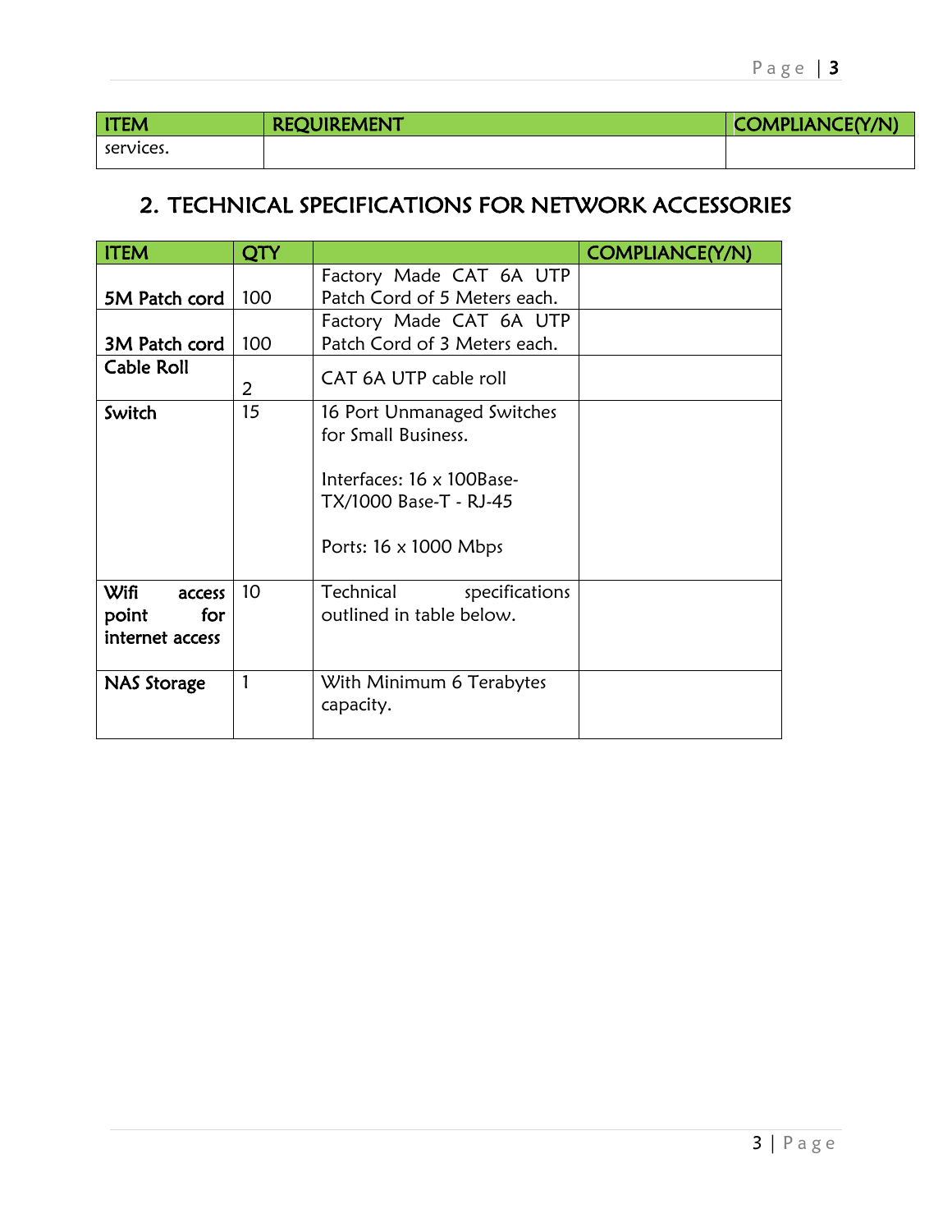| ITEM | REQUIREMENT | COMPLIANCE(Y/N) |
|---|---|---|
| services. | | |

## 2. TECHNICAL SPECIFICATIONS FOR NETWORK ACCESSORIES

| ITEM | QTY | | COMPLIANCE(Y/N) |
|---|---|---|---|
| **5M Patch cord** | 100 | Factory Made CAT 6A UTP Patch Cord of 5 Meters each. | |
| **3M Patch cord** | 100 | Factory Made CAT 6A UTP Patch Cord of 3 Meters each. | |
| **Cable Roll** | 2 | CAT 6A UTP cable roll | |
| **Switch** | 15 | 16 Port Unmanaged Switches for Small Business.<br><br>Interfaces: 16 x 100Base-TX/1000 Base-T - RJ-45<br><br>Ports: 16 x 1000 Mbps | |
| **Wifi access point for internet access** | 10 | Technical specifications outlined in table below. | |
| **NAS Storage** | 1 | With Minimum 6 Terabytes capacity. | |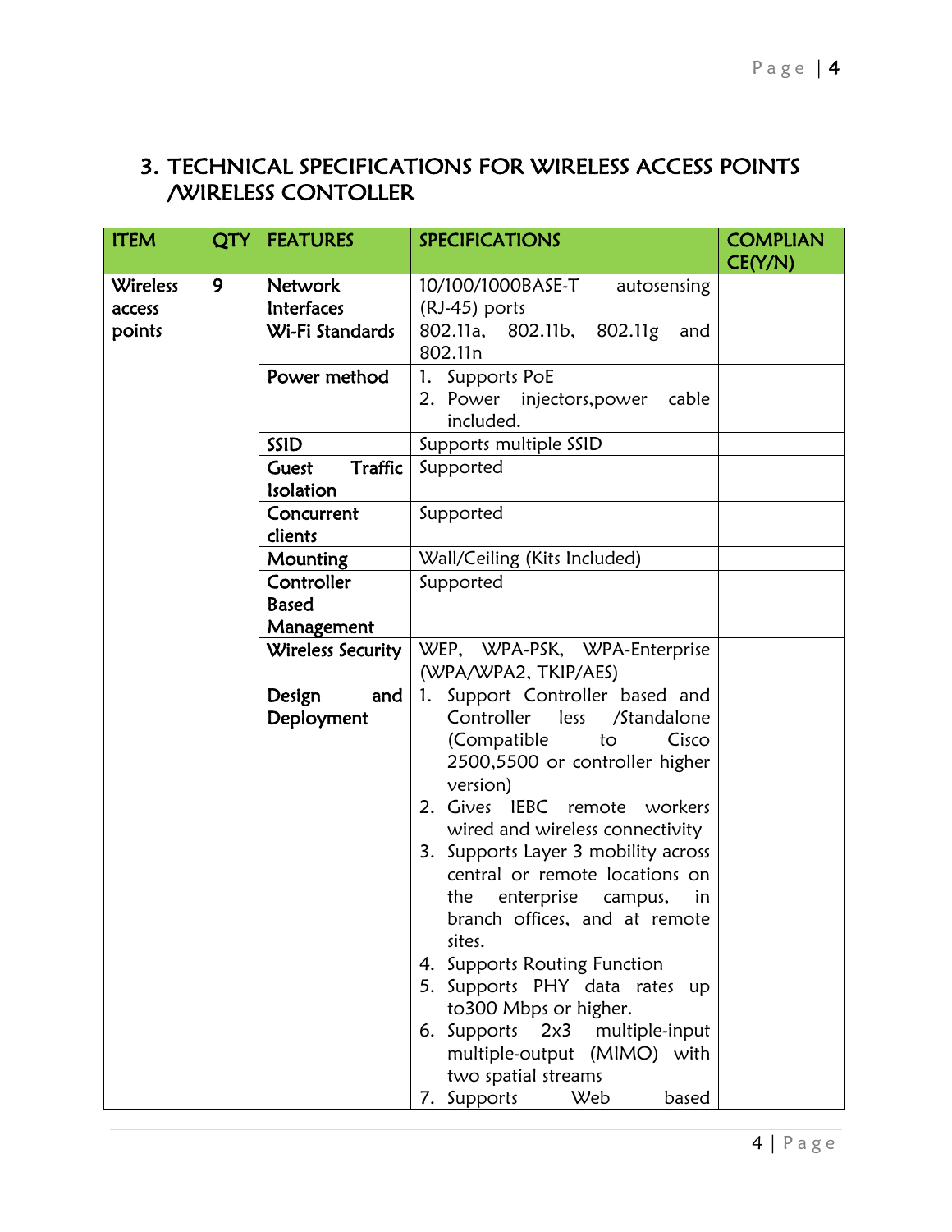## 3. TECHNICAL SPECIFICATIONS FOR WIRELESS ACCESS POINTS /WIRELESS CONTOLLER

| ITEM | QTY | FEATURES | SPECIFICATIONS | COMPLIANCE(Y/N) |
|---|---|---|---|---|
| Wireless access points | 9 | Network Interfaces | 10/100/1000BASE-T autosensing (RJ-45) ports | |
| | | Wi-Fi Standards | 802.11a, 802.11b, 802.11g and 802.11n | |
| | | Power method | 1. Supports PoE<br>2. Power injectors,power cable included. | |
| | | SSID | Supports multiple SSID | |
| | | Guest Traffic Isolation | Supported | |
| | | Concurrent clients | Supported | |
| | | Mounting | Wall/Ceiling (Kits Included) | |
| | | Controller Based Management | Supported | |
| | | Wireless Security | WEP, WPA-PSK, WPA-Enterprise (WPA/WPA2, TKIP/AES) | |
| | | Design and Deployment | 1. Support Controller based and Controller less /Standalone (Compatible to Cisco 2500,5500 or controller higher version)<br>2. Gives IEBC remote workers wired and wireless connectivity<br>3. Supports Layer 3 mobility across central or remote locations on the enterprise campus, in branch offices, and at remote sites.<br>4. Supports Routing Function<br>5. Supports PHY data rates up to300 Mbps or higher.<br>6. Supports 2x3 multiple-input multiple-output (MIMO) with two spatial streams<br>7. Supports Web based | |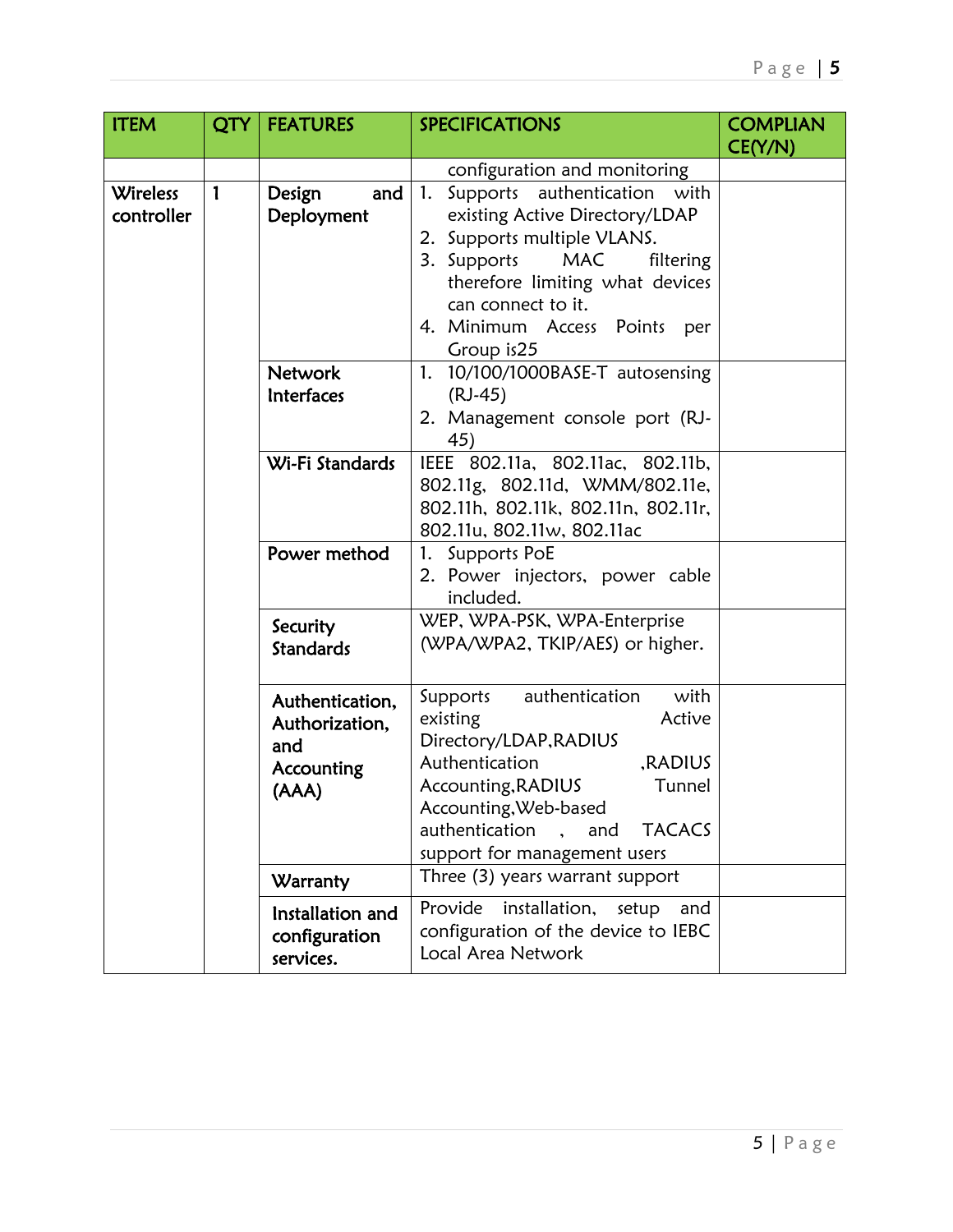| ITEM | QTY | FEATURES | SPECIFICATIONS | COMPLIANCE(Y/N) |
|---|---|---|---|---|
| | | | configuration and monitoring | |
| Wireless controller | 1 | Design and Deployment | 1. Supports authentication with existing Active Directory/LDAP<br>2. Supports multiple VLANS.<br>3. Supports MAC filtering therefore limiting what devices can connect to it.<br>4. Minimum Access Points per Group is25 | |
| | | Network Interfaces | 1. 10/100/1000BASE-T autosensing (RJ-45)<br>2. Management console port (RJ-45) | |
| | | Wi-Fi Standards | IEEE 802.11a, 802.11ac, 802.11b, 802.11g, 802.11d, WMM/802.11e, 802.11h, 802.11k, 802.11n, 802.11r, 802.11u, 802.11w, 802.11ac | |
| | | Power method | 1. Supports PoE<br>2. Power injectors, power cable included. | |
| | | Security Standards | WEP, WPA-PSK, WPA-Enterprise (WPA/WPA2, TKIP/AES) or higher. | |
| | | Authentication, Authorization, and Accounting (AAA) | Supports authentication with existing Active Directory/LDAP,RADIUS Authentication ,RADIUS Accounting,RADIUS Tunnel Accounting,Web-based authentication , and TACACS support for management users | |
| | | Warranty | Three (3) years warrant support | |
| | | Installation and configuration services. | Provide installation, setup and configuration of the device to IEBC Local Area Network | |